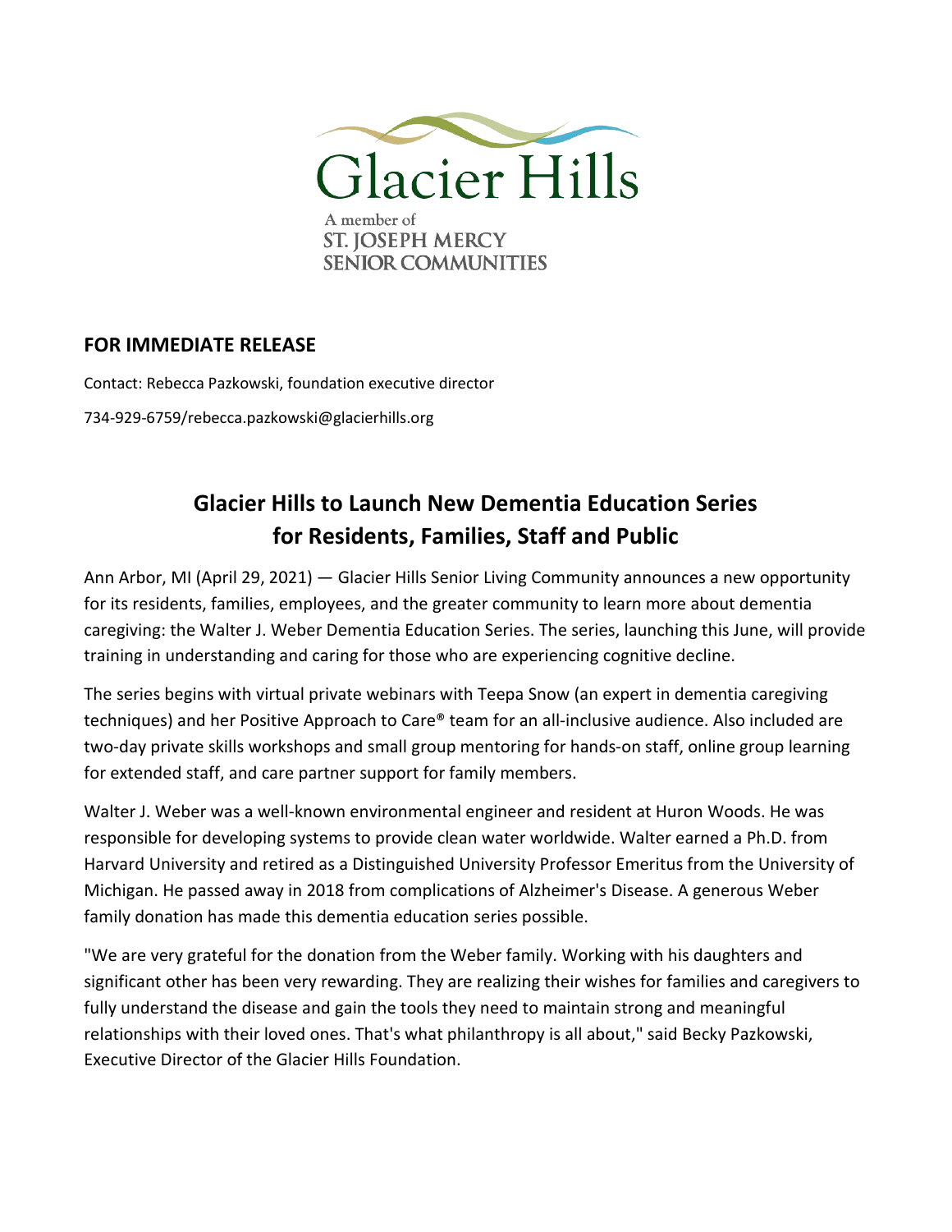Glacier Hills

A member of
ST. JOSEPH MERCY
SENIOR COMMUNITIES

## FOR IMMEDIATE RELEASE

Contact: Rebecca Pazkowski, foundation executive director

734-929-6759/rebecca.pazkowski@glacierhills.org

# Glacier Hills to Launch New Dementia Education Series for Residents, Families, Staff and Public

Ann Arbor, MI (April 29, 2021) — Glacier Hills Senior Living Community announces a new opportunity for its residents, families, employees, and the greater community to learn more about dementia caregiving: the Walter J. Weber Dementia Education Series. The series, launching this June, will provide training in understanding and caring for those who are experiencing cognitive decline.

The series begins with virtual private webinars with Teepa Snow (an expert in dementia caregiving techniques) and her Positive Approach to Care® team for an all-inclusive audience. Also included are two-day private skills workshops and small group mentoring for hands-on staff, online group learning for extended staff, and care partner support for family members.

Walter J. Weber was a well-known environmental engineer and resident at Huron Woods. He was responsible for developing systems to provide clean water worldwide. Walter earned a Ph.D. from Harvard University and retired as a Distinguished University Professor Emeritus from the University of Michigan. He passed away in 2018 from complications of Alzheimer's Disease. A generous Weber family donation has made this dementia education series possible.

"We are very grateful for the donation from the Weber family. Working with his daughters and significant other has been very rewarding. They are realizing their wishes for families and caregivers to fully understand the disease and gain the tools they need to maintain strong and meaningful relationships with their loved ones. That's what philanthropy is all about," said Becky Pazkowski, Executive Director of the Glacier Hills Foundation.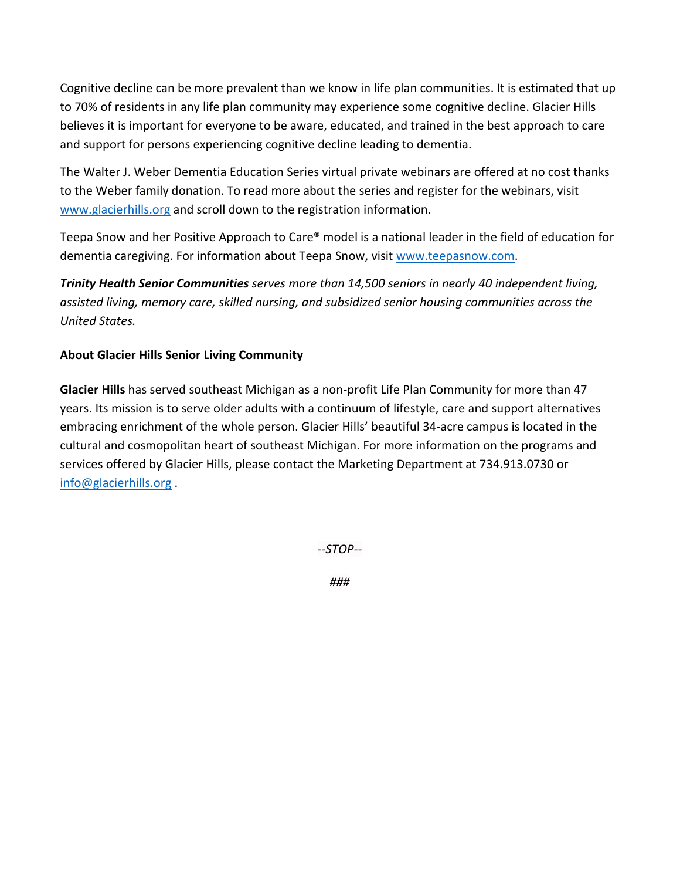Cognitive decline can be more prevalent than we know in life plan communities. It is estimated that up to 70% of residents in any life plan community may experience some cognitive decline. Glacier Hills believes it is important for everyone to be aware, educated, and trained in the best approach to care and support for persons experiencing cognitive decline leading to dementia.

The Walter J. Weber Dementia Education Series virtual private webinars are offered at no cost thanks to the Weber family donation. To read more about the series and register for the webinars, visit [www.glacierhills.org](http://www.glacierhills.org) and scroll down to the registration information.

Teepa Snow and her Positive Approach to Care® model is a national leader in the field of education for dementia caregiving. For information about Teepa Snow, visit [www.teepasnow.com](http://www.teepasnow.com).

***Trinity Health Senior Communities*** *serves more than 14,500 seniors in nearly 40 independent living, assisted living, memory care, skilled nursing, and subsidized senior housing communities across the United States.*

**About Glacier Hills Senior Living Community**

**Glacier Hills** has served southeast Michigan as a non-profit Life Plan Community for more than 47 years. Its mission is to serve older adults with a continuum of lifestyle, care and support alternatives embracing enrichment of the whole person. Glacier Hills' beautiful 34-acre campus is located in the cultural and cosmopolitan heart of southeast Michigan. For more information on the programs and services offered by Glacier Hills, please contact the Marketing Department at 734.913.0730 or [info@glacierhills.org](mailto:info@glacierhills.org) .

*--STOP--*

*###*